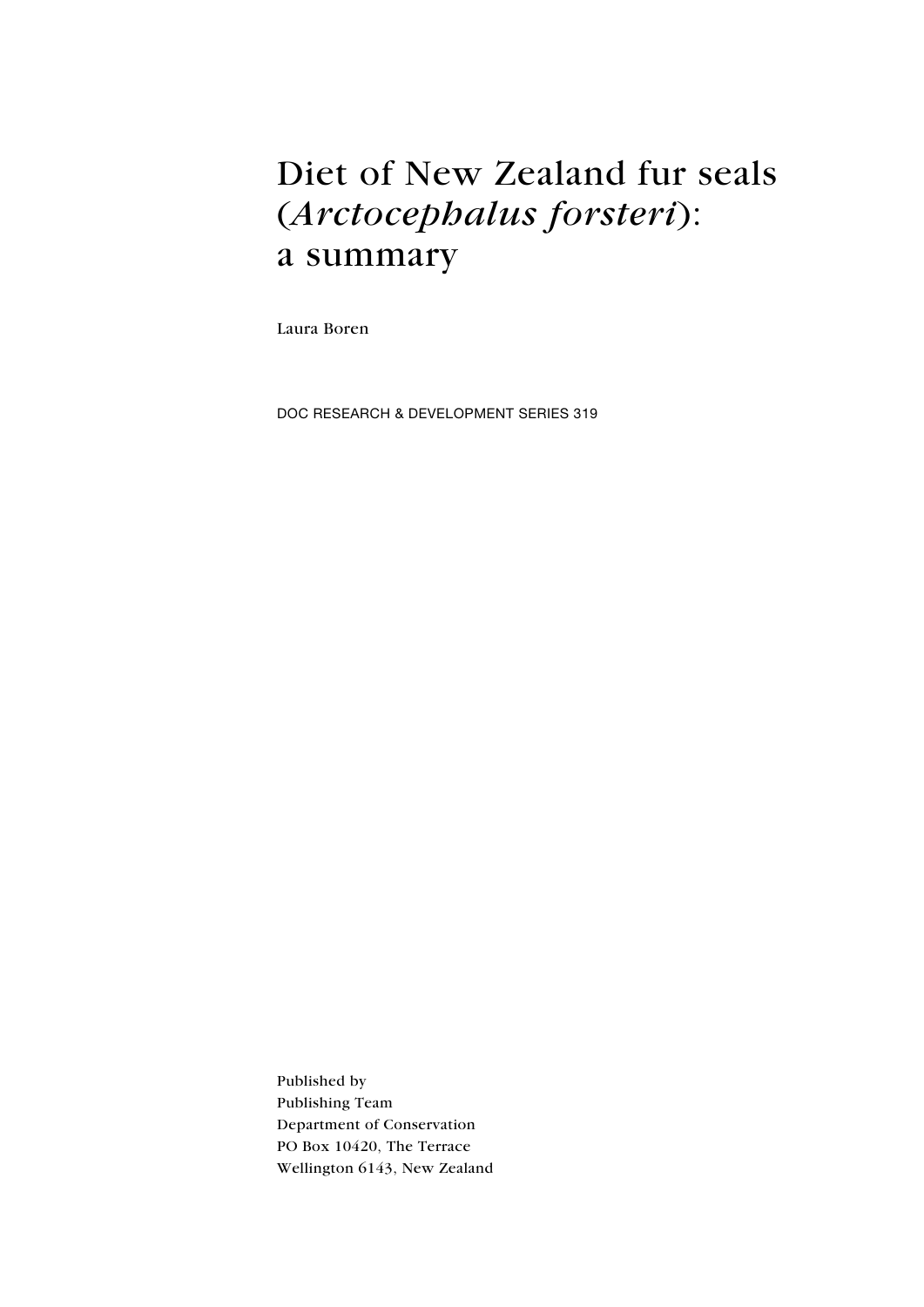# Diet of New Zealand fur seals (*Arctocephalus forsteri*): a summary

Laura Boren

DOC RESEARCH & DEVELOPMENT SERIES 319

Published by
Publishing Team
Department of Conservation
PO Box 10420, The Terrace
Wellington 6143, New Zealand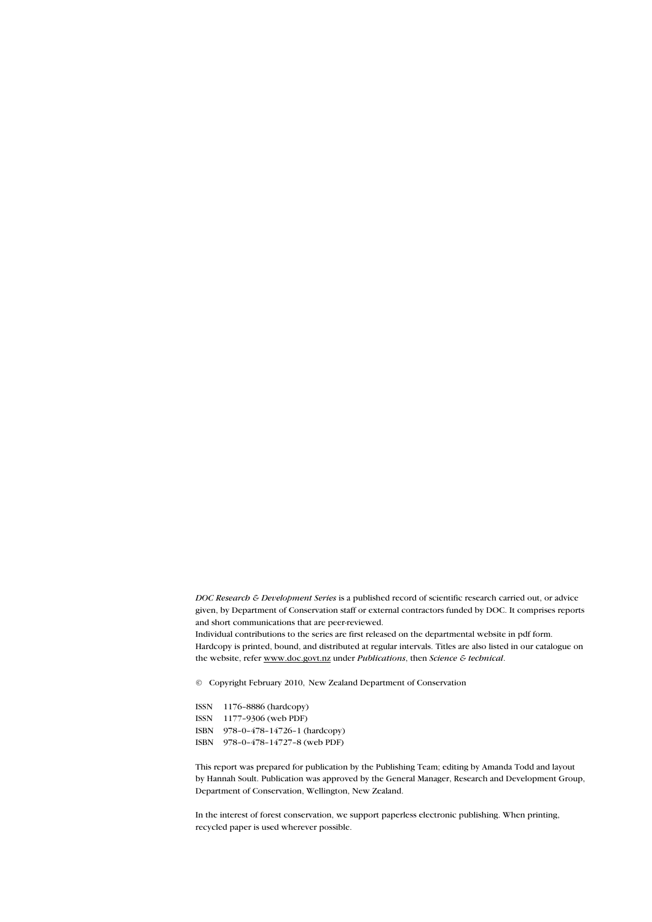*DOC Research & Development Series* is a published record of scientific research carried out, or advice given, by Department of Conservation staff or external contractors funded by DOC. It comprises reports and short communications that are peer-reviewed.

Individual contributions to the series are first released on the departmental website in pdf form. Hardcopy is printed, bound, and distributed at regular intervals. Titles are also listed in our catalogue on the website, refer www.doc.govt.nz under *Publications*, then *Science & technical*.

© Copyright February 2010, New Zealand Department of Conservation

ISSN 1176–8886 (hardcopy)
ISSN 1177–9306 (web PDF)
ISBN 978–0–478–14726–1 (hardcopy)
ISBN 978–0–478–14727–8 (web PDF)

This report was prepared for publication by the Publishing Team; editing by Amanda Todd and layout by Hannah Soult. Publication was approved by the General Manager, Research and Development Group, Department of Conservation, Wellington, New Zealand.

In the interest of forest conservation, we support paperless electronic publishing. When printing, recycled paper is used wherever possible.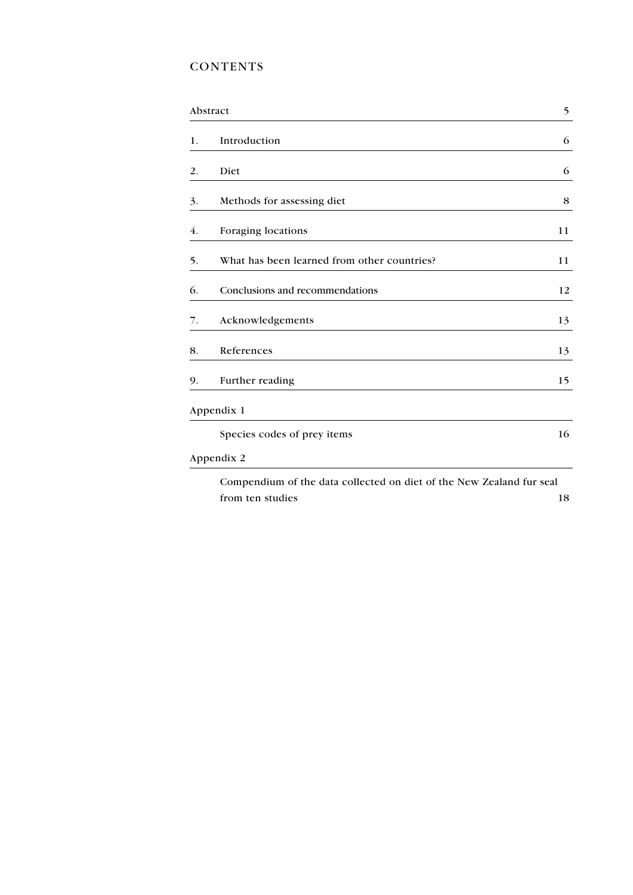# CONTENTS

| | | |
|---|---|---|
| Abstract | | 5 |
| 1. | Introduction | 6 |
| 2. | Diet | 6 |
| 3. | Methods for assessing diet | 8 |
| 4. | Foraging locations | 11 |
| 5. | What has been learned from other countries? | 11 |
| 6. | Conclusions and recommendations | 12 |
| 7. | Acknowledgements | 13 |
| 8. | References | 13 |
| 9. | Further reading | 15 |
| Appendix 1 | | |
| | Species codes of prey items | 16 |
| Appendix 2 | | |
| | Compendium of the data collected on diet of the New Zealand fur seal from ten studies | 18 |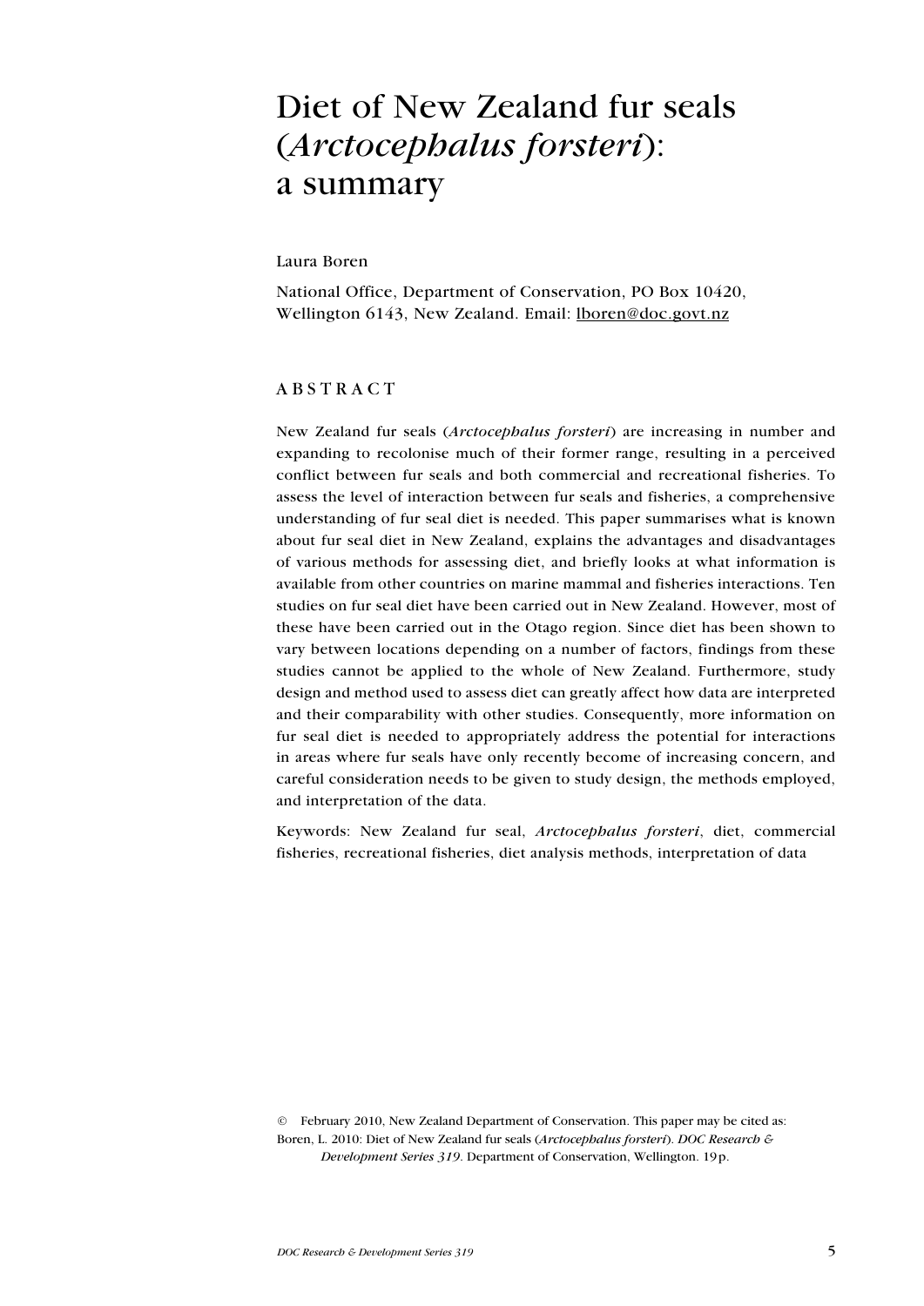# Diet of New Zealand fur seals (*Arctocephalus forsteri*): a summary

Laura Boren

National Office, Department of Conservation, PO Box 10420, Wellington 6143, New Zealand. Email: lboren@doc.govt.nz

## ABSTRACT

New Zealand fur seals (*Arctocephalus forsteri*) are increasing in number and expanding to recolonise much of their former range, resulting in a perceived conflict between fur seals and both commercial and recreational fisheries. To assess the level of interaction between fur seals and fisheries, a comprehensive understanding of fur seal diet is needed. This paper summarises what is known about fur seal diet in New Zealand, explains the advantages and disadvantages of various methods for assessing diet, and briefly looks at what information is available from other countries on marine mammal and fisheries interactions. Ten studies on fur seal diet have been carried out in New Zealand. However, most of these have been carried out in the Otago region. Since diet has been shown to vary between locations depending on a number of factors, findings from these studies cannot be applied to the whole of New Zealand. Furthermore, study design and method used to assess diet can greatly affect how data are interpreted and their comparability with other studies. Consequently, more information on fur seal diet is needed to appropriately address the potential for interactions in areas where fur seals have only recently become of increasing concern, and careful consideration needs to be given to study design, the methods employed, and interpretation of the data.

Keywords: New Zealand fur seal, *Arctocephalus forsteri*, diet, commercial fisheries, recreational fisheries, diet analysis methods, interpretation of data

© February 2010, New Zealand Department of Conservation. This paper may be cited as:
Boren, L. 2010: Diet of New Zealand fur seals (*Arctocephalus forsteri*). *DOC Research & Development Series 319*. Department of Conservation, Wellington. 19 p.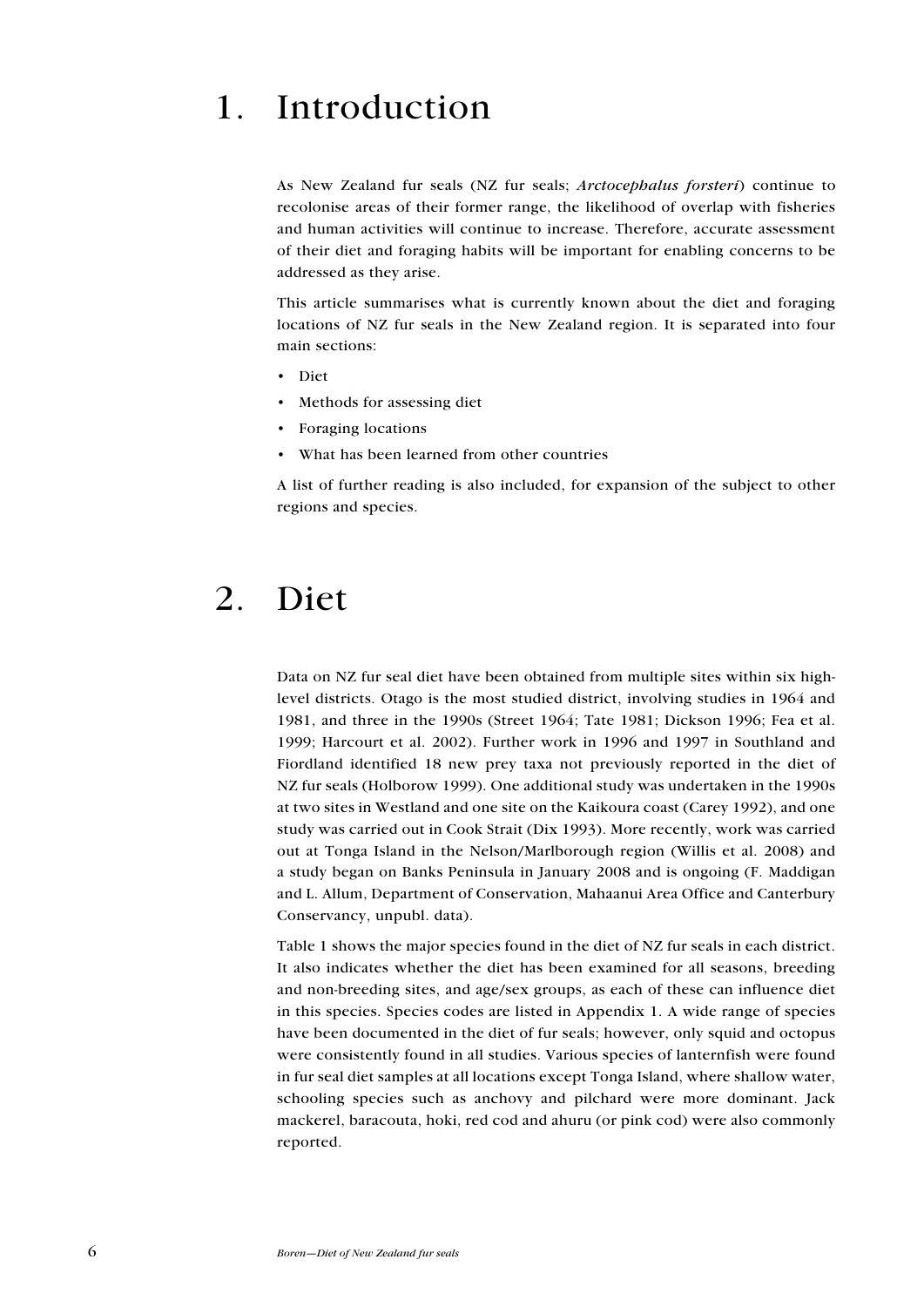# 1. Introduction

As New Zealand fur seals (NZ fur seals; *Arctocephalus forsteri*) continue to recolonise areas of their former range, the likelihood of overlap with fisheries and human activities will continue to increase. Therefore, accurate assessment of their diet and foraging habits will be important for enabling concerns to be addressed as they arise.

This article summarises what is currently known about the diet and foraging locations of NZ fur seals in the New Zealand region. It is separated into four main sections:

- Diet
- Methods for assessing diet
- Foraging locations
- What has been learned from other countries

A list of further reading is also included, for expansion of the subject to other regions and species.

# 2. Diet

Data on NZ fur seal diet have been obtained from multiple sites within six high-level districts. Otago is the most studied district, involving studies in 1964 and 1981, and three in the 1990s (Street 1964; Tate 1981; Dickson 1996; Fea et al. 1999; Harcourt et al. 2002). Further work in 1996 and 1997 in Southland and Fiordland identified 18 new prey taxa not previously reported in the diet of NZ fur seals (Holborow 1999). One additional study was undertaken in the 1990s at two sites in Westland and one site on the Kaikoura coast (Carey 1992), and one study was carried out in Cook Strait (Dix 1993). More recently, work was carried out at Tonga Island in the Nelson/Marlborough region (Willis et al. 2008) and a study began on Banks Peninsula in January 2008 and is ongoing (F. Maddigan and L. Allum, Department of Conservation, Mahaanui Area Office and Canterbury Conservancy, unpubl. data).

Table 1 shows the major species found in the diet of NZ fur seals in each district. It also indicates whether the diet has been examined for all seasons, breeding and non-breeding sites, and age/sex groups, as each of these can influence diet in this species. Species codes are listed in Appendix 1. A wide range of species have been documented in the diet of fur seals; however, only squid and octopus were consistently found in all studies. Various species of lanternfish were found in fur seal diet samples at all locations except Tonga Island, where shallow water, schooling species such as anchovy and pilchard were more dominant. Jack mackerel, baracouta, hoki, red cod and ahuru (or pink cod) were also commonly reported.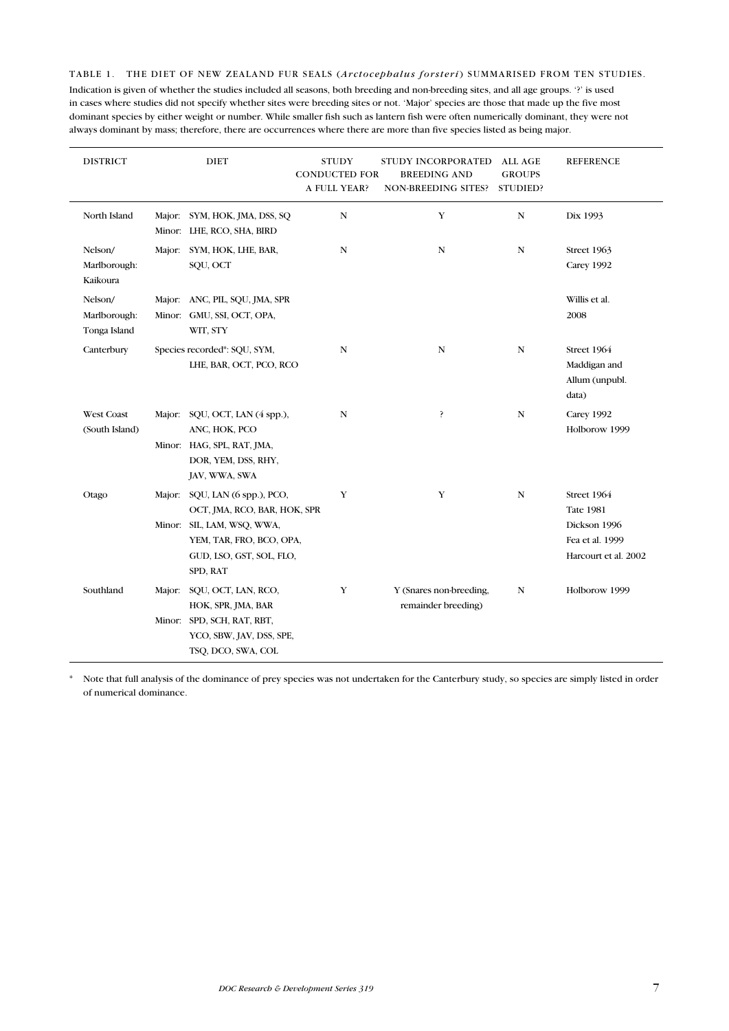TABLE 1. THE DIET OF NEW ZEALAND FUR SEALS (*Arctocephalus forsteri*) SUMMARISED FROM TEN STUDIES.

Indication is given of whether the studies included all seasons, both breeding and non-breeding sites, and all age groups. '?' is used in cases where studies did not specify whether sites were breeding sites or not. 'Major' species are those that made up the five most dominant species by either weight or number. While smaller fish such as lantern fish were often numerically dominant, they were not always dominant by mass; therefore, there are occurrences where there are more than five species listed as being major.

| DISTRICT | DIET | STUDY CONDUCTED FOR A FULL YEAR? | STUDY INCORPORATED BREEDING AND NON-BREEDING SITES? | ALL AGE GROUPS STUDIED? | REFERENCE |
|---|---|---|---|---|---|
| North Island | Major: SYM, HOK, JMA, DSS, SQ<br>Minor: LHE, RCO, SHA, BIRD | N | Y | N | Dix 1993 |
| Nelson/ Marlborough: Kaikoura | Major: SYM, HOK, LHE, BAR, SQU, OCT | N | N | N | Street 1963<br>Carey 1992 |
| Nelson/ Marlborough: Tonga Island | Major: ANC, PIL, SQU, JMA, SPR<br>Minor: GMU, SSI, OCT, OPA, WIT, STY | | | | Willis et al. 2008 |
| Canterbury | Species recorded*: SQU, SYM, LHE, BAR, OCT, PCO, RCO | N | N | N | Street 1964<br>Maddigan and Allum (unpubl. data) |
| West Coast (South Island) | Major: SQU, OCT, LAN (4 spp.), ANC, HOK, PCO<br>Minor: HAG, SPL, RAT, JMA, DOR, YEM, DSS, RHY, JAV, WWA, SWA | N | ? | N | Carey 1992<br>Holborow 1999 |
| Otago | Major: SQU, LAN (6 spp.), PCO, OCT, JMA, RCO, BAR, HOK, SPR<br>Minor: SIL, LAM, WSQ, WWA, YEM, TAR, FRO, BCO, OPA, GUD, LSO, GST, SOL, FLO, SPD, RAT | Y | Y | N | Street 1964<br>Tate 1981<br>Dickson 1996<br>Fea et al. 1999<br>Harcourt et al. 2002 |
| Southland | Major: SQU, OCT, LAN, RCO, HOK, SPR, JMA, BAR<br>Minor: SPD, SCH, RAT, RBT, YCO, SBW, JAV, DSS, SPE, TSQ, DCO, SWA, COL | Y | Y (Snares non-breeding, remainder breeding) | N | Holborow 1999 |

\* Note that full analysis of the dominance of prey species was not undertaken for the Canterbury study, so species are simply listed in order of numerical dominance.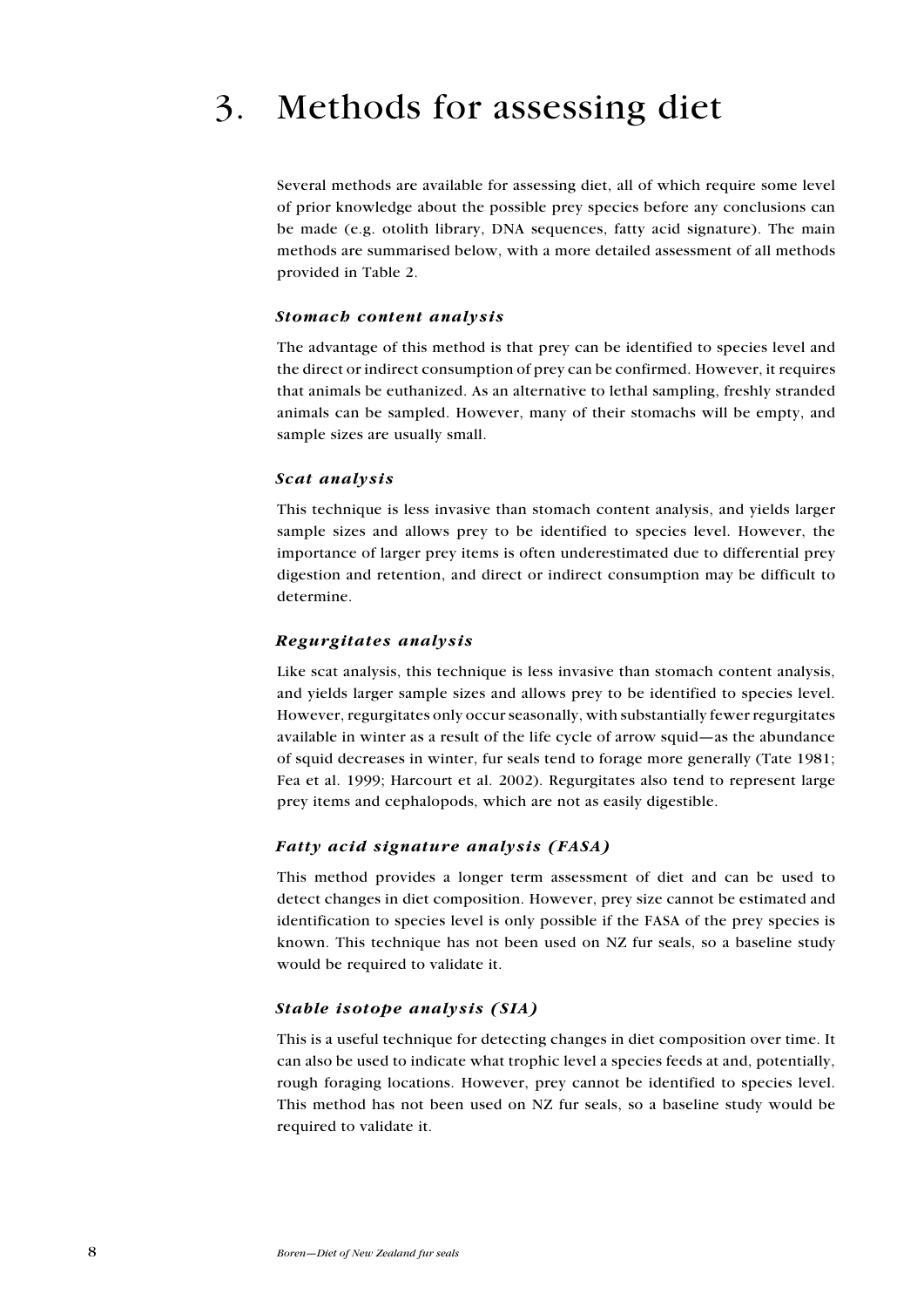# 3. Methods for assessing diet

Several methods are available for assessing diet, all of which require some level of prior knowledge about the possible prey species before any conclusions can be made (e.g. otolith library, DNA sequences, fatty acid signature). The main methods are summarised below, with a more detailed assessment of all methods provided in Table 2.

### *Stomach content analysis*

The advantage of this method is that prey can be identified to species level and the direct or indirect consumption of prey can be confirmed. However, it requires that animals be euthanized. As an alternative to lethal sampling, freshly stranded animals can be sampled. However, many of their stomachs will be empty, and sample sizes are usually small.

### *Scat analysis*

This technique is less invasive than stomach content analysis, and yields larger sample sizes and allows prey to be identified to species level. However, the importance of larger prey items is often underestimated due to differential prey digestion and retention, and direct or indirect consumption may be difficult to determine.

### *Regurgitates analysis*

Like scat analysis, this technique is less invasive than stomach content analysis, and yields larger sample sizes and allows prey to be identified to species level. However, regurgitates only occur seasonally, with substantially fewer regurgitates available in winter as a result of the life cycle of arrow squid—as the abundance of squid decreases in winter, fur seals tend to forage more generally (Tate 1981; Fea et al. 1999; Harcourt et al. 2002). Regurgitates also tend to represent large prey items and cephalopods, which are not as easily digestible.

### *Fatty acid signature analysis (FASA)*

This method provides a longer term assessment of diet and can be used to detect changes in diet composition. However, prey size cannot be estimated and identification to species level is only possible if the FASA of the prey species is known. This technique has not been used on NZ fur seals, so a baseline study would be required to validate it.

### *Stable isotope analysis (SIA)*

This is a useful technique for detecting changes in diet composition over time. It can also be used to indicate what trophic level a species feeds at and, potentially, rough foraging locations. However, prey cannot be identified to species level. This method has not been used on NZ fur seals, so a baseline study would be required to validate it.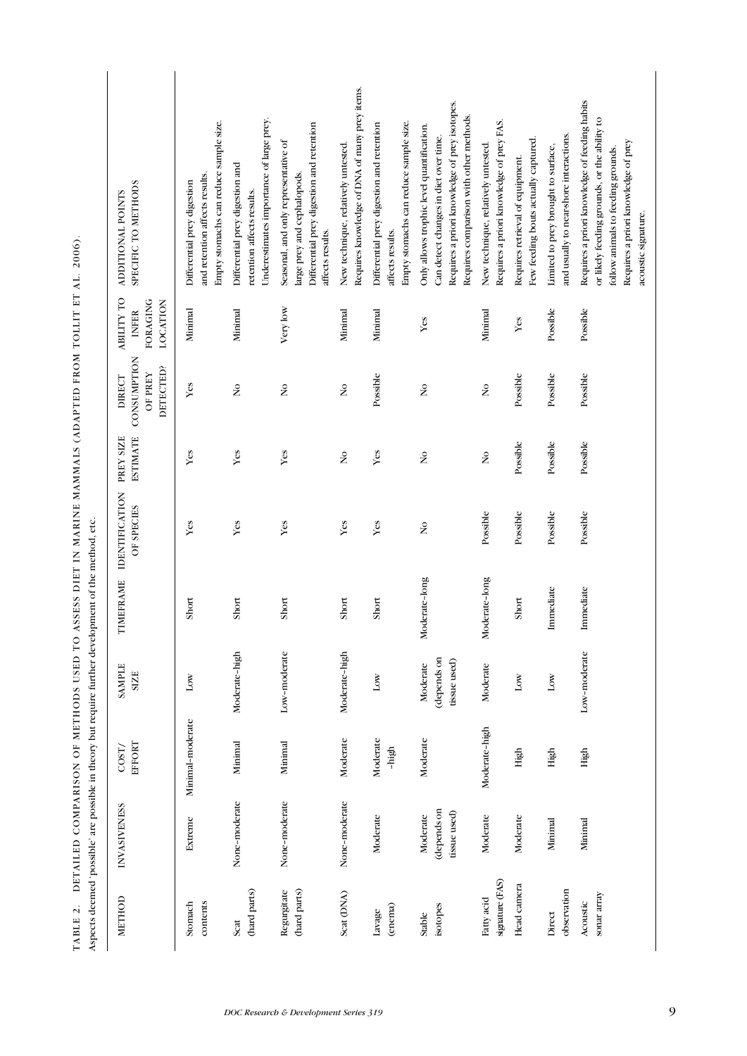TABLE 2. DETAILED COMPARISON OF METHODS USED TO ASSESS DIET IN MARINE MAMMALS (ADAPTED FROM TOLLIT ET AL. 2006).

Aspects deemed 'possible' are possible in theory but require further development of the method, etc.

| METHOD | INVASIVENESS | COST/ EFFORT | SAMPLE SIZE | TIMEFRAME | IDENTIFICATION OF SPECIES | PREY SIZE ESTIMATE | DIRECT CONSUMPTION OF PREY DETECTED? | ABILITY TO INFER FORAGING LOCATION | ADDITIONAL POINTS SPECIFIC TO METHODS |
|---|---|---|---|---|---|---|---|---|---|
| Stomach contents | Extreme | Minimal–moderate | Low | Short | Yes | Yes | Yes | Minimal | Differential prey digestion and retention affects results. Empty stomachs can reduce sample size. |
| Scat (hard parts) | None–moderate | Minimal | Moderate–high | Short | Yes | Yes | No | Minimal | Differential prey digestion and retention affects results. Underestimates importance of large prey. |
| Regurgitate (hard parts) | None–moderate | Minimal | Low–moderate | Short | Yes | Yes | No | Very low | Seasonal, and only representative of large prey and cephalopods. Differential prey digestion and retention affects results. |
| Scat (DNA) | None–moderate | Moderate | Moderate–high | Short | Yes | No | No | Minimal | New technique, relatively untested. Requires knowledge of DNA of many prey items. |
| Lavage (enema) | Moderate | Moderate –high | Low | Short | Yes | Yes | Possible | Minimal | Differential prey digestion and retention affects results. Empty stomachs can reduce sample size. |
| Stable isotopes | Moderate (depends on tissue used) | Moderate | Moderate (depends on tissue used) | Moderate–long | No | No | No | Yes | Only allows trophic level quantification. Can detect changes in diet over time. Requires a priori knowledge of prey isotopes. Requires comparison with other methods. |
| Fatty acid signature (FAS) | Moderate | Moderate–high | Moderate | Moderate–long | Possible | No | No | Minimal | New technique, relatively untested. Requires a priori knowledge of prey FAS. |
| Head camera | Moderate | High | Low | Short | Possible | Possible | Possible | Yes | Requires retrieval of equipment. Few feeding bouts actually captured. |
| Direct observation | Minimal | High | Low | Immediate | Possible | Possible | Possible | Possible | Limited to prey brought to surface, and usually to near-shore interactions. |
| Acoustic sonar array | Minimal | High | Low–moderate | Immediate | Possible | Possible | Possible | Possible | Requires a priori knowledge of feeding habits or likely feeding grounds, or the ability to follow animals to feeding grounds. Requires a priori knowledge of prey acoustic signature. |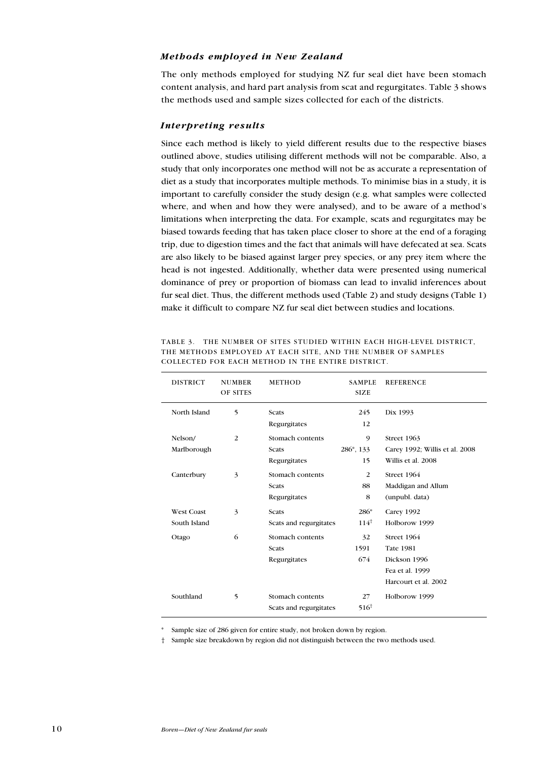### *Methods employed in New Zealand*

The only methods employed for studying NZ fur seal diet have been stomach content analysis, and hard part analysis from scat and regurgitates. Table 3 shows the methods used and sample sizes collected for each of the districts.

### *Interpreting results*

Since each method is likely to yield different results due to the respective biases outlined above, studies utilising different methods will not be comparable. Also, a study that only incorporates one method will not be as accurate a representation of diet as a study that incorporates multiple methods. To minimise bias in a study, it is important to carefully consider the study design (e.g. what samples were collected where, and when and how they were analysed), and to be aware of a method's limitations when interpreting the data. For example, scats and regurgitates may be biased towards feeding that has taken place closer to shore at the end of a foraging trip, due to digestion times and the fact that animals will have defecated at sea. Scats are also likely to be biased against larger prey species, or any prey item where the head is not ingested. Additionally, whether data were presented using numerical dominance of prey or proportion of biomass can lead to invalid inferences about fur seal diet. Thus, the different methods used (Table 2) and study designs (Table 1) make it difficult to compare NZ fur seal diet between studies and locations.

TABLE 3. THE NUMBER OF SITES STUDIED WITHIN EACH HIGH-LEVEL DISTRICT, THE METHODS EMPLOYED AT EACH SITE, AND THE NUMBER OF SAMPLES COLLECTED FOR EACH METHOD IN THE ENTIRE DISTRICT.

| DISTRICT | NUMBER OF SITES | METHOD | SAMPLE SIZE | REFERENCE |
|---|---|---|---|---|
| North Island | 5 | Scats | 245 | Dix 1993 |
| | | Regurgitates | 12 | |
| Nelson/ | 2 | Stomach contents | 9 | Street 1963 |
| Marlborough | | Scats | 286*, 133 | Carey 1992; Willis et al. 2008 |
| | | Regurgitates | 15 | Willis et al. 2008 |
| Canterbury | 3 | Stomach contents | 2 | Street 1964 |
| | | Scats | 88 | Maddigan and Allum |
| | | Regurgitates | 8 | (unpubl. data) |
| West Coast | 3 | Scats | 286* | Carey 1992 |
| South Island | | Scats and regurgitates | 114† | Holborow 1999 |
| Otago | 6 | Stomach contents | 32 | Street 1964 |
| | | Scats | 1591 | Tate 1981 |
| | | Regurgitates | 674 | Dickson 1996 |
| | | | | Fea et al. 1999 |
| | | | | Harcourt et al. 2002 |
| Southland | 5 | Stomach contents | 27 | Holborow 1999 |
| | | Scats and regurgitates | 516† | |

\* Sample size of 286 given for entire study, not broken down by region.

† Sample size breakdown by region did not distinguish between the two methods used.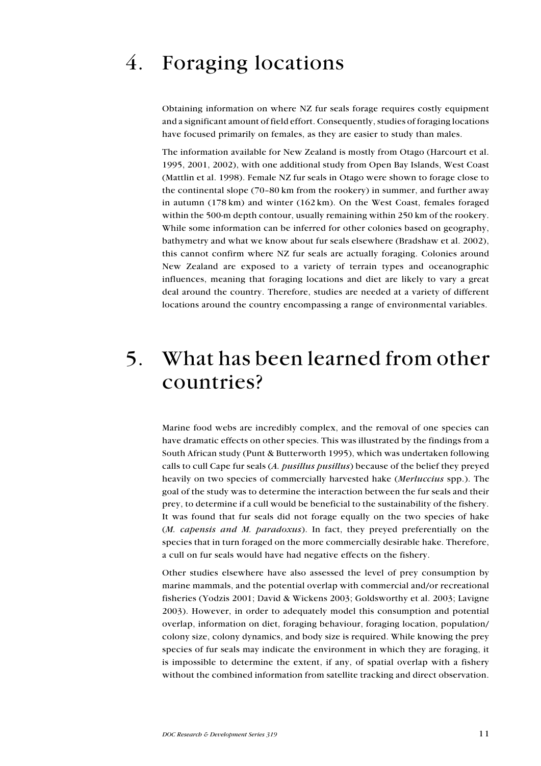# 4. Foraging locations

Obtaining information on where NZ fur seals forage requires costly equipment and a significant amount of field effort. Consequently, studies of foraging locations have focused primarily on females, as they are easier to study than males.

The information available for New Zealand is mostly from Otago (Harcourt et al. 1995, 2001, 2002), with one additional study from Open Bay Islands, West Coast (Mattlin et al. 1998). Female NZ fur seals in Otago were shown to forage close to the continental slope (70–80 km from the rookery) in summer, and further away in autumn (178 km) and winter (162 km). On the West Coast, females foraged within the 500-m depth contour, usually remaining within 250 km of the rookery. While some information can be inferred for other colonies based on geography, bathymetry and what we know about fur seals elsewhere (Bradshaw et al. 2002), this cannot confirm where NZ fur seals are actually foraging. Colonies around New Zealand are exposed to a variety of terrain types and oceanographic influences, meaning that foraging locations and diet are likely to vary a great deal around the country. Therefore, studies are needed at a variety of different locations around the country encompassing a range of environmental variables.

# 5. What has been learned from other countries?

Marine food webs are incredibly complex, and the removal of one species can have dramatic effects on other species. This was illustrated by the findings from a South African study (Punt & Butterworth 1995), which was undertaken following calls to cull Cape fur seals (*A. pusillus pusillus*) because of the belief they preyed heavily on two species of commercially harvested hake (*Merluccius* spp.). The goal of the study was to determine the interaction between the fur seals and their prey, to determine if a cull would be beneficial to the sustainability of the fishery. It was found that fur seals did not forage equally on the two species of hake (*M. capensis and M. paradoxus*). In fact, they preyed preferentially on the species that in turn foraged on the more commercially desirable hake. Therefore, a cull on fur seals would have had negative effects on the fishery.

Other studies elsewhere have also assessed the level of prey consumption by marine mammals, and the potential overlap with commercial and/or recreational fisheries (Yodzis 2001; David & Wickens 2003; Goldsworthy et al. 2003; Lavigne 2003). However, in order to adequately model this consumption and potential overlap, information on diet, foraging behaviour, foraging location, population/colony size, colony dynamics, and body size is required. While knowing the prey species of fur seals may indicate the environment in which they are foraging, it is impossible to determine the extent, if any, of spatial overlap with a fishery without the combined information from satellite tracking and direct observation.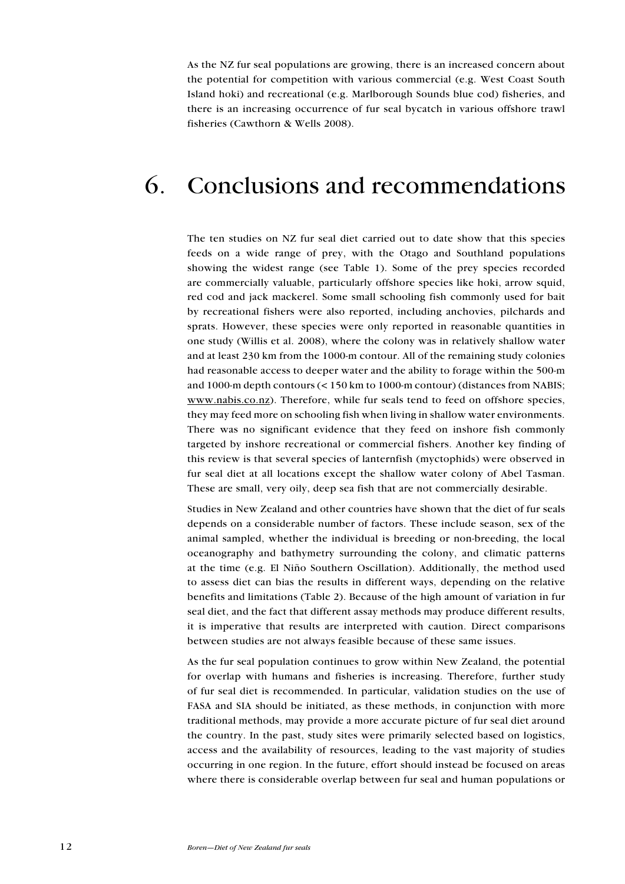As the NZ fur seal populations are growing, there is an increased concern about the potential for competition with various commercial (e.g. West Coast South Island hoki) and recreational (e.g. Marlborough Sounds blue cod) fisheries, and there is an increasing occurrence of fur seal bycatch in various offshore trawl fisheries (Cawthorn & Wells 2008).

# 6. Conclusions and recommendations

The ten studies on NZ fur seal diet carried out to date show that this species feeds on a wide range of prey, with the Otago and Southland populations showing the widest range (see Table 1). Some of the prey species recorded are commercially valuable, particularly offshore species like hoki, arrow squid, red cod and jack mackerel. Some small schooling fish commonly used for bait by recreational fishers were also reported, including anchovies, pilchards and sprats. However, these species were only reported in reasonable quantities in one study (Willis et al. 2008), where the colony was in relatively shallow water and at least 230 km from the 1000-m contour. All of the remaining study colonies had reasonable access to deeper water and the ability to forage within the 500-m and 1000-m depth contours (< 150 km to 1000-m contour) (distances from NABIS; www.nabis.co.nz). Therefore, while fur seals tend to feed on offshore species, they may feed more on schooling fish when living in shallow water environments. There was no significant evidence that they feed on inshore fish commonly targeted by inshore recreational or commercial fishers. Another key finding of this review is that several species of lanternfish (myctophids) were observed in fur seal diet at all locations except the shallow water colony of Abel Tasman. These are small, very oily, deep sea fish that are not commercially desirable.

Studies in New Zealand and other countries have shown that the diet of fur seals depends on a considerable number of factors. These include season, sex of the animal sampled, whether the individual is breeding or non-breeding, the local oceanography and bathymetry surrounding the colony, and climatic patterns at the time (e.g. El Niño Southern Oscillation). Additionally, the method used to assess diet can bias the results in different ways, depending on the relative benefits and limitations (Table 2). Because of the high amount of variation in fur seal diet, and the fact that different assay methods may produce different results, it is imperative that results are interpreted with caution. Direct comparisons between studies are not always feasible because of these same issues.

As the fur seal population continues to grow within New Zealand, the potential for overlap with humans and fisheries is increasing. Therefore, further study of fur seal diet is recommended. In particular, validation studies on the use of FASA and SIA should be initiated, as these methods, in conjunction with more traditional methods, may provide a more accurate picture of fur seal diet around the country. In the past, study sites were primarily selected based on logistics, access and the availability of resources, leading to the vast majority of studies occurring in one region. In the future, effort should instead be focused on areas where there is considerable overlap between fur seal and human populations or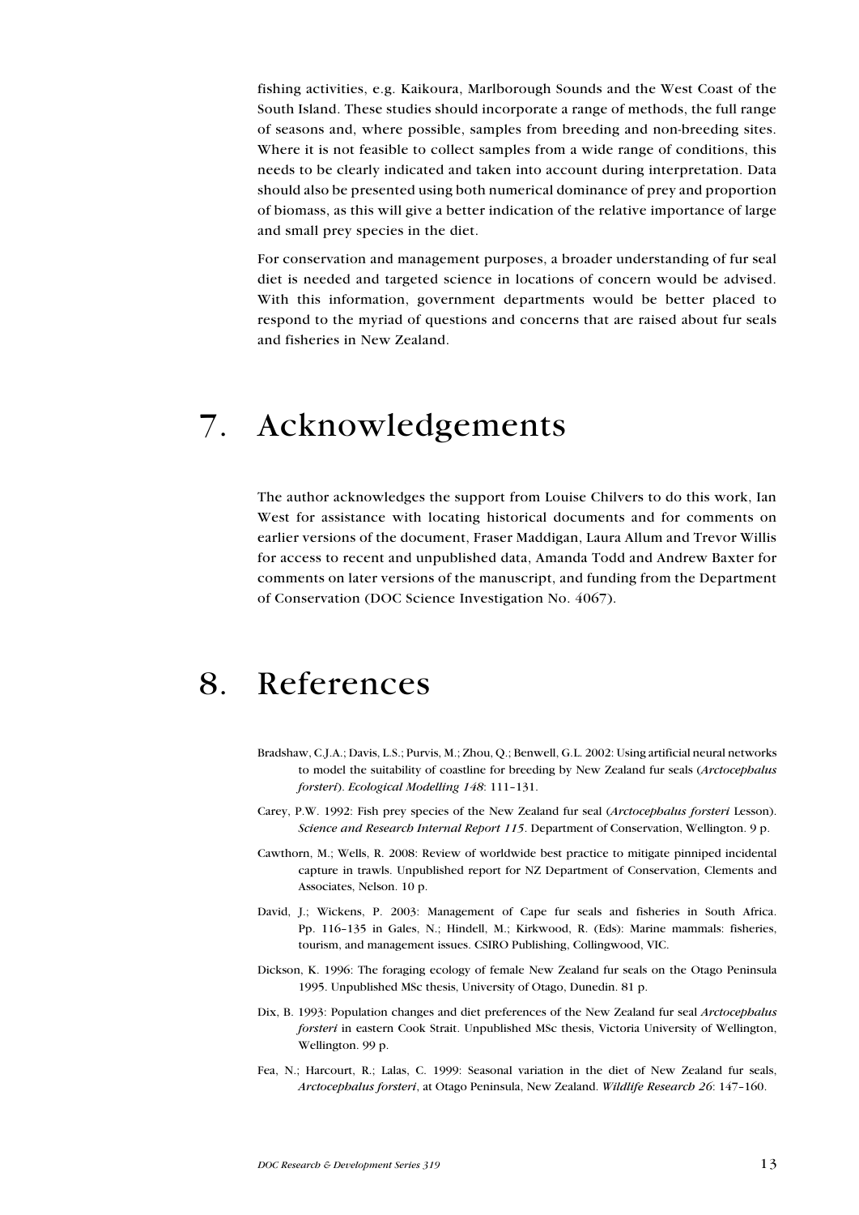fishing activities, e.g. Kaikoura, Marlborough Sounds and the West Coast of the South Island. These studies should incorporate a range of methods, the full range of seasons and, where possible, samples from breeding and non-breeding sites. Where it is not feasible to collect samples from a wide range of conditions, this needs to be clearly indicated and taken into account during interpretation. Data should also be presented using both numerical dominance of prey and proportion of biomass, as this will give a better indication of the relative importance of large and small prey species in the diet.

For conservation and management purposes, a broader understanding of fur seal diet is needed and targeted science in locations of concern would be advised. With this information, government departments would be better placed to respond to the myriad of questions and concerns that are raised about fur seals and fisheries in New Zealand.

# 7. Acknowledgements

The author acknowledges the support from Louise Chilvers to do this work, Ian West for assistance with locating historical documents and for comments on earlier versions of the document, Fraser Maddigan, Laura Allum and Trevor Willis for access to recent and unpublished data, Amanda Todd and Andrew Baxter for comments on later versions of the manuscript, and funding from the Department of Conservation (DOC Science Investigation No. 4067).

# 8. References

Bradshaw, C.J.A.; Davis, L.S.; Purvis, M.; Zhou, Q.; Benwell, G.L. 2002: Using artificial neural networks to model the suitability of coastline for breeding by New Zealand fur seals (*Arctocephalus forsteri*). *Ecological Modelling 148*: 111–131.

Carey, P.W. 1992: Fish prey species of the New Zealand fur seal (*Arctocephalus forsteri* Lesson). *Science and Research Internal Report 115*. Department of Conservation, Wellington. 9 p.

Cawthorn, M.; Wells, R. 2008: Review of worldwide best practice to mitigate pinniped incidental capture in trawls. Unpublished report for NZ Department of Conservation, Clements and Associates, Nelson. 10 p.

David, J.; Wickens, P. 2003: Management of Cape fur seals and fisheries in South Africa. Pp. 116–135 in Gales, N.; Hindell, M.; Kirkwood, R. (Eds): Marine mammals: fisheries, tourism, and management issues. CSIRO Publishing, Collingwood, VIC.

Dickson, K. 1996: The foraging ecology of female New Zealand fur seals on the Otago Peninsula 1995. Unpublished MSc thesis, University of Otago, Dunedin. 81 p.

Dix, B. 1993: Population changes and diet preferences of the New Zealand fur seal *Arctocephalus forsteri* in eastern Cook Strait. Unpublished MSc thesis, Victoria University of Wellington, Wellington. 99 p.

Fea, N.; Harcourt, R.; Lalas, C. 1999: Seasonal variation in the diet of New Zealand fur seals, *Arctocephalus forsteri*, at Otago Peninsula, New Zealand. *Wildlife Research 26*: 147–160.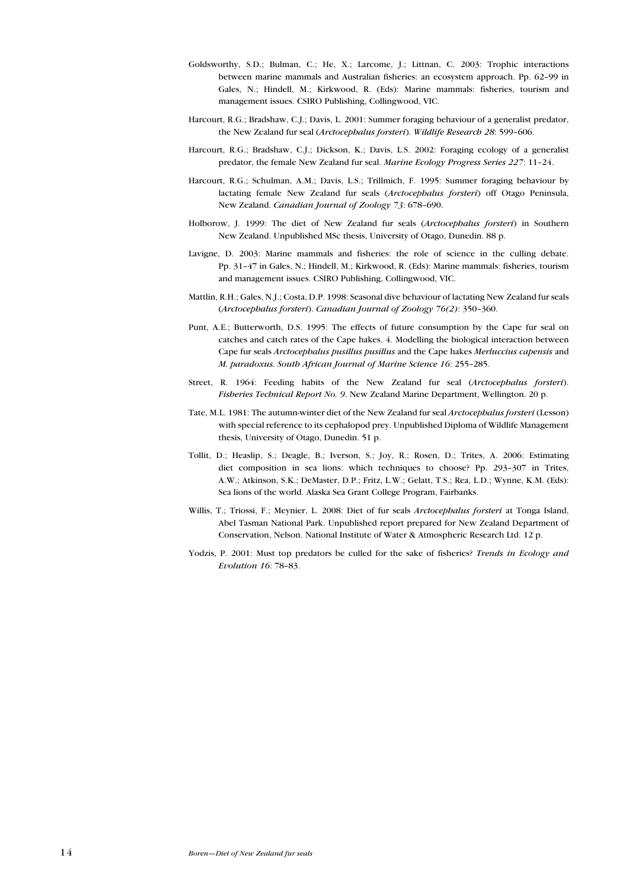Goldsworthy, S.D.; Bulman, C.; He, X.; Larcome, J.; Littnan, C. 2003: Trophic interactions between marine mammals and Australian fisheries: an ecosystem approach. Pp. 62–99 in Gales, N.; Hindell, M.; Kirkwood, R. (Eds): Marine mammals: fisheries, tourism and management issues. CSIRO Publishing, Collingwood, VIC.

Harcourt, R.G.; Bradshaw, C.J.; Davis, L. 2001: Summer foraging behaviour of a generalist predator, the New Zealand fur seal (*Arctocephalus forsteri*). *Wildlife Research 28*: 599–606.

Harcourt, R.G.; Bradshaw, C.J.; Dickson, K.; Davis, L.S. 2002: Foraging ecology of a generalist predator, the female New Zealand fur seal. *Marine Ecology Progress Series 227*: 11–24.

Harcourt, R.G.; Schulman, A.M.; Davis, L.S.; Trillmich, F. 1995: Summer foraging behaviour by lactating female New Zealand fur seals (*Arctocephalus forsteri*) off Otago Peninsula, New Zealand. *Canadian Journal of Zoology 73*: 678–690.

Holborow, J. 1999: The diet of New Zealand fur seals (*Arctocephalus forsteri*) in Southern New Zealand. Unpublished MSc thesis, University of Otago, Dunedin. 88 p.

Lavigne, D. 2003: Marine mammals and fisheries: the role of science in the culling debate. Pp. 31–47 in Gales, N.; Hindell, M.; Kirkwood, R. (Eds): Marine mammals: fisheries, tourism and management issues. CSIRO Publishing, Collingwood, VIC.

Mattlin, R.H.; Gales, N.J.; Costa, D.P. 1998: Seasonal dive behaviour of lactating New Zealand fur seals (*Arctocephalus forsteri*). *Canadian Journal of Zoology 76(2)*: 350–360.

Punt, A.E.; Butterworth, D.S. 1995: The effects of future consumption by the Cape fur seal on catches and catch rates of the Cape hakes. 4. Modelling the biological interaction between Cape fur seals *Arctocephalus pusillus pusillus* and the Cape hakes *Merluccius capensis* and *M. paradoxus. South African Journal of Marine Science 16*: 255–285.

Street, R. 1964: Feeding habits of the New Zealand fur seal (*Arctocephalus forsteri*). *Fisheries Technical Report No. 9*. New Zealand Marine Department, Wellington. 20 p.

Tate, M.L. 1981: The autumn-winter diet of the New Zealand fur seal *Arctocephalus forsteri* (Lesson) with special reference to its cephalopod prey. Unpublished Diploma of Wildlife Management thesis, University of Otago, Dunedin. 51 p.

Tollit, D.; Heaslip, S.; Deagle, B.; Iverson, S.; Joy, R.; Rosen, D.; Trites, A. 2006: Estimating diet composition in sea lions: which techniques to choose? Pp. 293–307 in Trites, A.W.; Atkinson, S.K.; DeMaster, D.P.; Fritz, L.W.; Gelatt, T.S.; Rea, L.D.; Wynne, K.M. (Eds): Sea lions of the world. Alaska Sea Grant College Program, Fairbanks.

Willis, T.; Triossi, F.; Meynier, L. 2008: Diet of fur seals *Arctocephalus forsteri* at Tonga Island, Abel Tasman National Park. Unpublished report prepared for New Zealand Department of Conservation, Nelson. National Institute of Water & Atmospheric Research Ltd. 12 p.

Yodzis, P. 2001: Must top predators be culled for the sake of fisheries? *Trends in Ecology and Evolution 16*: 78–83.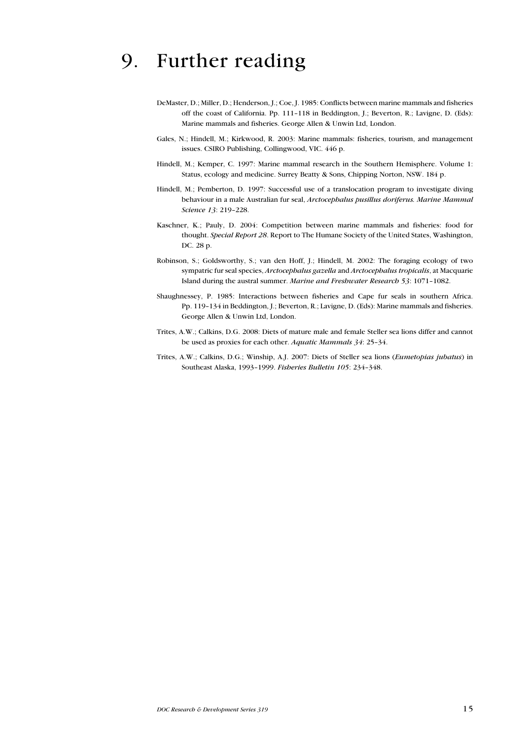# 9. Further reading

DeMaster, D.; Miller, D.; Henderson, J.; Coe, J. 1985: Conflicts between marine mammals and fisheries off the coast of California. Pp. 111–118 in Beddington, J.; Beverton, R.; Lavigne, D. (Eds): Marine mammals and fisheries. George Allen & Unwin Ltd, London.

Gales, N.; Hindell, M.; Kirkwood, R. 2003: Marine mammals: fisheries, tourism, and management issues. CSIRO Publishing, Collingwood, VIC. 446 p.

Hindell, M.; Kemper, C. 1997: Marine mammal research in the Southern Hemisphere. Volume 1: Status, ecology and medicine. Surrey Beatty & Sons, Chipping Norton, NSW. 184 p.

Hindell, M.; Pemberton, D. 1997: Successful use of a translocation program to investigate diving behaviour in a male Australian fur seal, *Arctocephalus pusillus doriferus. Marine Mammal Science 13*: 219–228.

Kaschner, K.; Pauly, D. 2004: Competition between marine mammals and fisheries: food for thought. *Special Report 28*. Report to The Humane Society of the United States, Washington, DC. 28 p.

Robinson, S.; Goldsworthy, S.; van den Hoff, J.; Hindell, M. 2002: The foraging ecology of two sympatric fur seal species, *Arctocephalus gazella* and *Arctocephalus tropicalis*, at Macquarie Island during the austral summer. *Marine and Freshwater Research 53*: 1071–1082.

Shaughnessey, P. 1985: Interactions between fisheries and Cape fur seals in southern Africa. Pp. 119–134 in Beddington, J.; Beverton, R.; Lavigne, D. (Eds): Marine mammals and fisheries. George Allen & Unwin Ltd, London.

Trites, A.W.; Calkins, D.G. 2008: Diets of mature male and female Steller sea lions differ and cannot be used as proxies for each other. *Aquatic Mammals 34*: 25–34.

Trites, A.W.; Calkins, D.G.; Winship, A.J. 2007: Diets of Steller sea lions (*Eumetopias jubatus*) in Southeast Alaska, 1993–1999. *Fisheries Bulletin 105*: 234–348.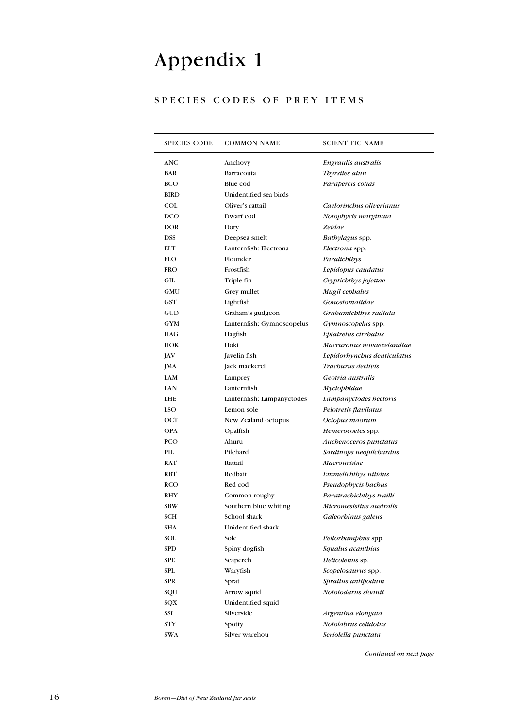# Appendix 1

## SPECIES CODES OF PREY ITEMS

| SPECIES CODE | COMMON NAME | SCIENTIFIC NAME |
|---|---|---|
| ANC | Anchovy | *Engraulis australis* |
| BAR | Barracouta | *Thyrsites atun* |
| BCO | Blue cod | *Parapercis colias* |
| BIRD | Unidentified sea birds | |
| COL | Oliver's rattail | *Caelorinchus oliverianus* |
| DCO | Dwarf cod | *Notophycis marginata* |
| DOR | Dory | *Zeidae* |
| DSS | Deepsea smelt | *Bathylagus* spp. |
| ELT | Lanternfish: Electrona | *Electrona* spp. |
| FLO | Flounder | *Paralichthys* |
| FRO | Frostfish | *Lepidopus caudatus* |
| GIL | Triple fin | *Cryptichthys jojettae* |
| GMU | Grey mullet | *Mugil cephalus* |
| GST | Lightfish | *Gonostomatidae* |
| GUD | Graham's gudgeon | *Grahamichthys radiata* |
| GYM | Lanternfish: Gymnoscopelus | *Gymnoscopelus* spp. |
| HAG | Hagfish | *Eptatretus cirrhatus* |
| HOK | Hoki | *Macruronus novaezelandiae* |
| JAV | Javelin fish | *Lepidorhynchus denticulatus* |
| JMA | Jack mackerel | *Trachurus declivis* |
| LAM | Lamprey | *Geotria australis* |
| LAN | Lanternfish | *Myctophidae* |
| LHE | Lanternfish: Lampanyctodes | *Lampanyctodes hectoris* |
| LSO | Lemon sole | *Pelotretis flavilatus* |
| OCT | New Zealand octopus | *Octopus maorum* |
| OPA | Opalfish | *Hemerocoetes* spp. |
| PCO | Ahuru | *Auchenoceros punctatus* |
| PIL | Pilchard | *Sardinops neopilchardus* |
| RAT | Rattail | *Macrouridae* |
| RBT | Redbait | *Emmelichthys nitidus* |
| RCO | Red cod | *Pseudophycis bachus* |
| RHY | Common roughy | *Paratrachichthys trailli* |
| SBW | Southern blue whiting | *Micromesistius australis* |
| SCH | School shark | *Galeorhinus galeus* |
| SHA | Unidentified shark | |
| SOL | Sole | *Peltorhamphus* spp. |
| SPD | Spiny dogfish | *Squalus acanthias* |
| SPE | Seaperch | *Helicolenus* sp. |
| SPL | Waryfish | *Scopelosaurus* spp. |
| SPR | Sprat | *Sprattus antipodum* |
| SQU | Arrow squid | *Nototodarus sloanii* |
| SQX | Unidentified squid | |
| SSI | Silverside | *Argentina elongata* |
| STY | Spotty | *Notolabrus celidotus* |
| SWA | Silver warehou | *Seriolella punctata* |

*Continued on next page*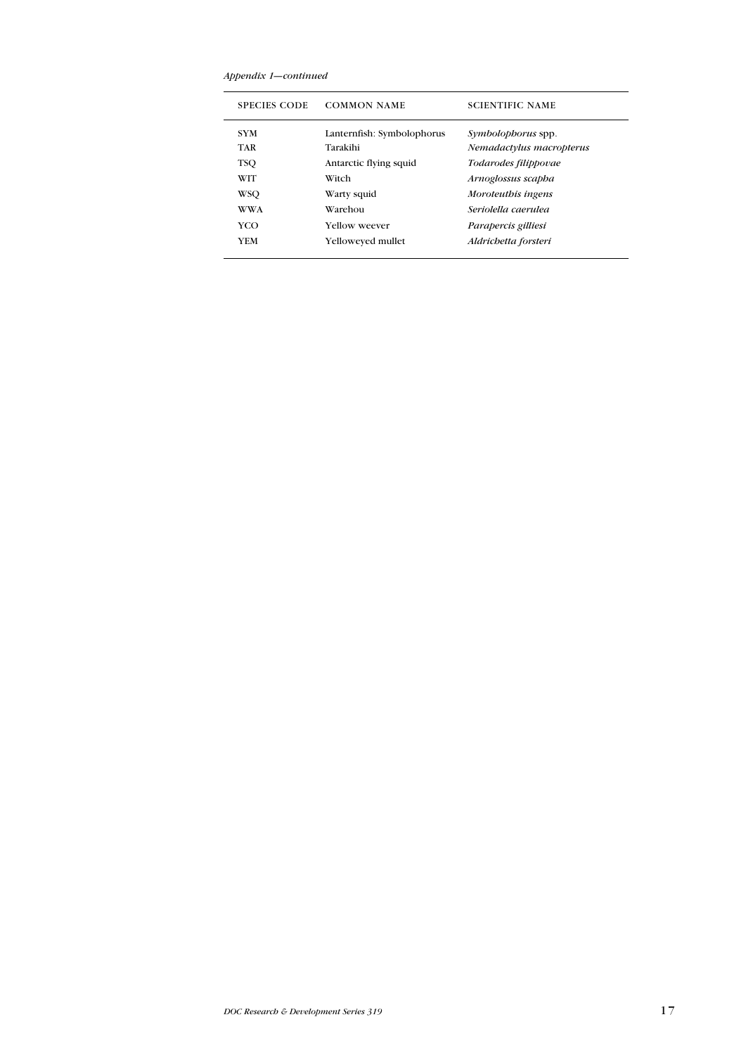*Appendix 1—continued*

| SPECIES CODE | COMMON NAME | SCIENTIFIC NAME |
|---|---|---|
| SYM | Lanternfish: Symbolophorus | *Symbolophorus* spp. |
| TAR | Tarakihi | *Nemadactylus macropterus* |
| TSQ | Antarctic flying squid | *Todarodes filippovae* |
| WIT | Witch | *Arnoglossus scapha* |
| WSQ | Warty squid | *Moroteuthis ingens* |
| WWA | Warehou | *Seriolella caerulea* |
| YCO | Yellow weever | *Parapercis gilliesi* |
| YEM | Yelloweyed mullet | *Aldrichetta forsteri* |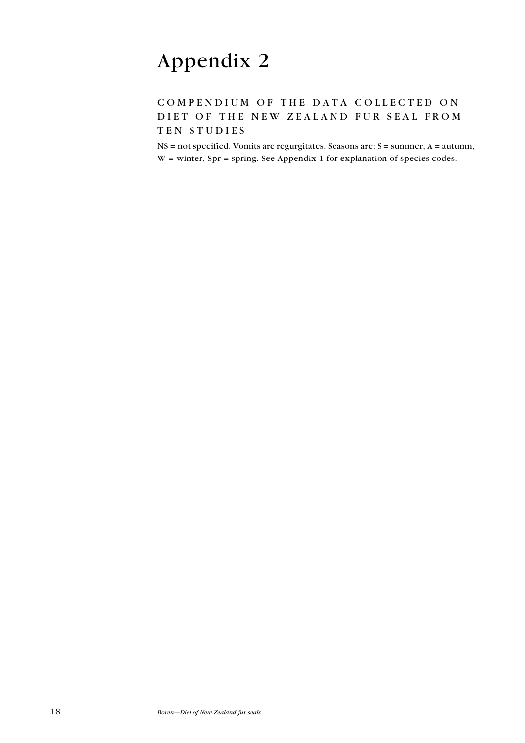# Appendix 2

## COMPENDIUM OF THE DATA COLLECTED ON DIET OF THE NEW ZEALAND FUR SEAL FROM TEN STUDIES

NS = not specified. Vomits are regurgitates. Seasons are: S = summer, A = autumn, W = winter, Spr = spring. See Appendix 1 for explanation of species codes.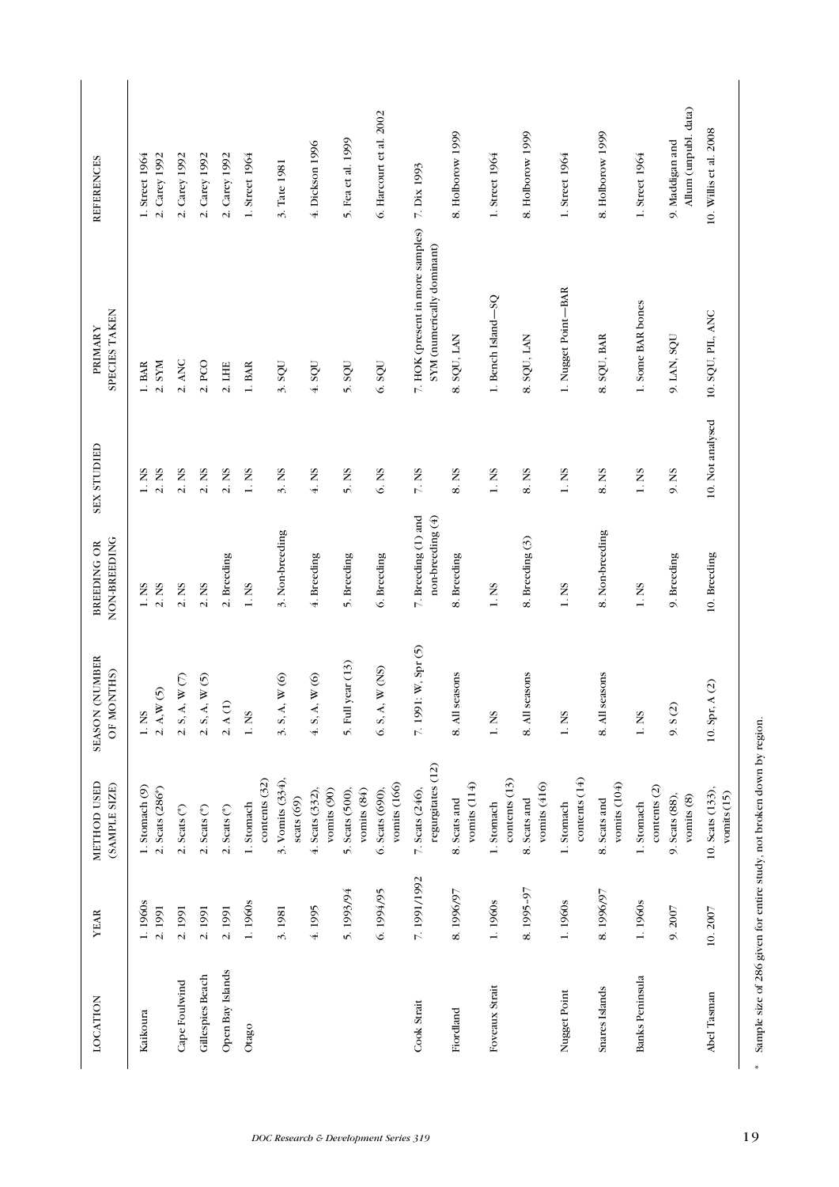| LOCATION | YEAR | METHOD USED (SAMPLE SIZE) | SEASON (NUMBER OF MONTHS) | BREEDING OR NON-BREEDING | SEX STUDIED | PRIMARY SPECIES TAKEN | REFERENCES |
|---|---|---|---|---|---|---|---|
| Kaikoura | 1. 1960s | 1. Stomach (9) | 1. NS | 1. NS | 1. NS | 1. BAR | 1. Street 1964 |
| | 2. 1991 | 2. Scats (286*) | 2. A,W (5) | 2. NS | 2. NS | 2. SYM | 2. Carey 1992 |
| Cape Foulwind | 2. 1991 | 2. Scats (*) | 2. S, A, W (7) | 2. NS | 2. NS | 2. ANC | 2. Carey 1992 |
| Gillespies Beach | 2. 1991 | 2. Scats (*) | 2. S, A, W (5) | 2. NS | 2. NS | 2. PCO | 2. Carey 1992 |
| Open Bay Islands | 2. 1991 | 2. Scats (*) | 2. A (1) | 2. Breeding | 2. NS | 2. LHE | 2. Carey 1992 |
| Otago | 1. 1960s | 1. Stomach contents (32) | 1. NS | 1. NS | 1. NS | 1. BAR | 1. Street 1964 |
| | 3. 1981 | 3. Vomits (334), scats (69) | 3. S, A, W (6) | 3. Non-breeding | 3. NS | 3. SQU | 3. Tate 1981 |
| | 4. 1995 | 4. Scats (332), vomits (90) | 4. S, A, W (6) | 4. Breeding | 4. NS | 4. SQU | 4. Dickson 1996 |
| | 5. 1993/94 | 5. Scats (500), vomits (84) | 5. Full year (13) | 5. Breeding | 5. NS | 5. SQU | 5. Fea et al. 1999 |
| | 6. 1994/95 | 6. Scats (690), vomits (166) | 6. S, A, W (NS) | 6. Breeding | 6. NS | 6. SQU | 6. Harcourt et al. 2002 |
| Cook Strait | 7. 1991/1992 | 7. Scats (246), regurgitates (12) | 7. 1991: W, Spr (5) | 7. Breeding (1) and non-breeding (4) | 7. NS | 7. HOK (present in more samples) SYM (numerically dominant) | 7. Dix 1993 |
| Fiordland | 8. 1996/97 | 8. Scats and vomits (114) | 8. All seasons | 8. Breeding | 8. NS | 8. SQU, LAN | 8. Holborow 1999 |
| Foveaux Strait | 1. 1960s | 1. Stomach contents (13) | 1. NS | 1. NS | 1. NS | 1. Bench Island—SQ | 1. Street 1964 |
| | 8. 1995–97 | 8. Scats and vomits (416) | 8. All seasons | 8. Breeding (3) | 8. NS | 8. SQU, LAN | 8. Holborow 1999 |
| Nugget Point | 1. 1960s | 1. Stomach contents (14) | 1. NS | 1. NS | 1. NS | 1. Nugget Point—BAR | 1. Street 1964 |
| Snares Islands | 8. 1996/97 | 8. Scats and vomits (104) | 8. All seasons | 8. Non-breeding | 8. NS | 8. SQU, BAR | 8. Holborow 1999 |
| Banks Peninsula | 1. 1960s | 1. Stomach contents (2) | 1. NS | 1. NS | 1. NS | 1. Some BAR bones | 1. Street 1964 |
| | 9. 2007 | 9. Scats (88), vomits (8) | 9. S (2) | 9. Breeding | 9. NS | 9. LAN, SQU | 9. Maddigan and Allum (unpubl. data) |
| Abel Tasman | 10. 2007 | 10. Scats (133), vomits (15) | 10. Spr, A (2) | 10. Breeding | 10. Not analysed | 10. SQU, PIL, ANC | 10. Willis et al. 2008 |

\* Sample size of 286 given for entire study, not broken down by region.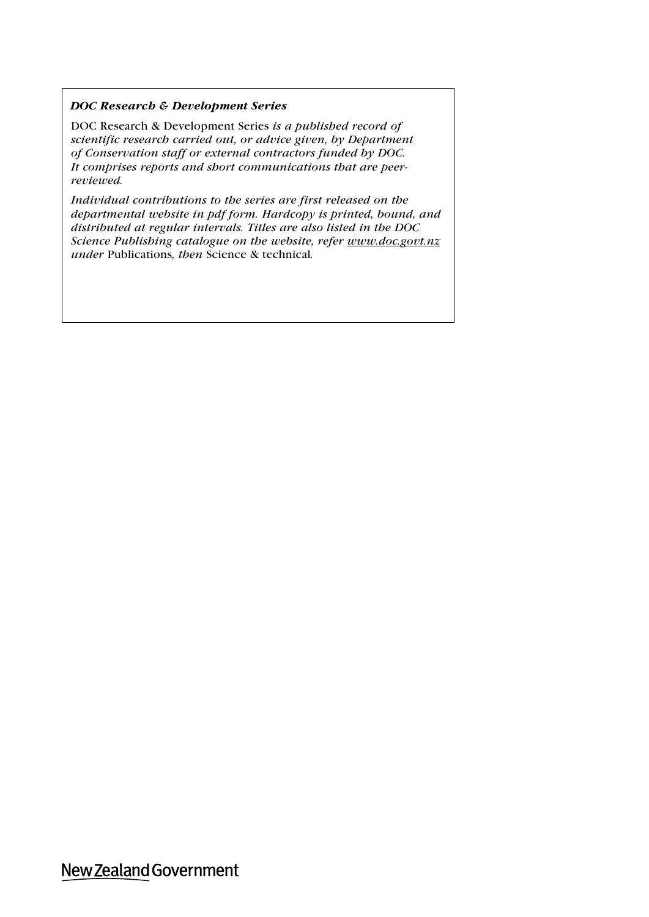***DOC Research & Development Series***

DOC Research & Development Series *is a published record of scientific research carried out, or advice given, by Department of Conservation staff or external contractors funded by DOC. It comprises reports and short communications that are peer-reviewed.*

*Individual contributions to the series are first released on the departmental website in pdf form. Hardcopy is printed, bound, and distributed at regular intervals. Titles are also listed in the DOC Science Publishing catalogue on the website, refer* www.doc.govt.nz *under* Publications*, then* Science & technical*.*

New Zealand Government